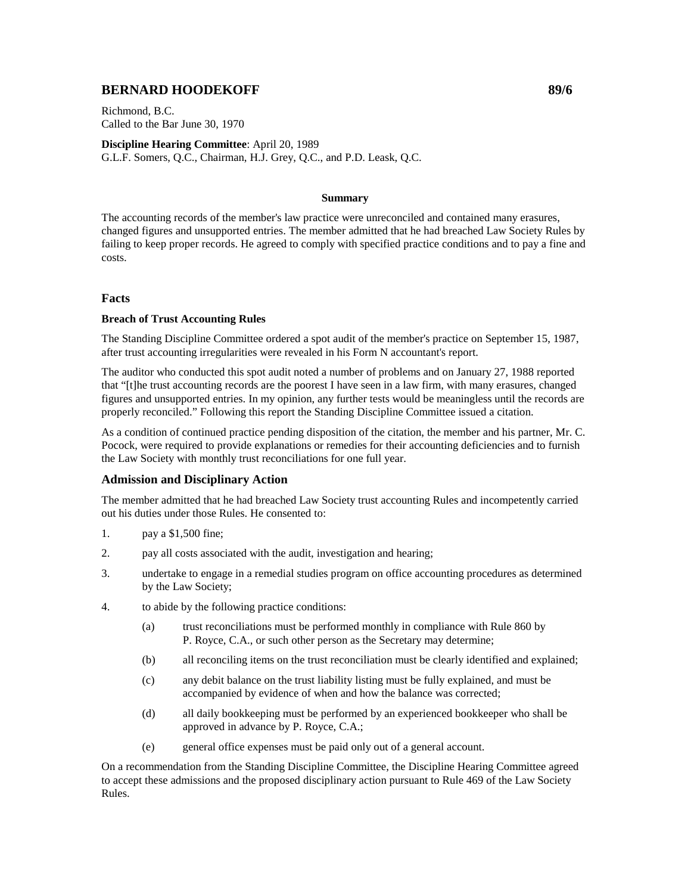# BERNARD HOODEKOFF 89/6

Richmond, B.C.
Called to the Bar June 30, 1970

**Discipline Hearing Committee**: April 20, 1989
G.L.F. Somers, Q.C., Chairman, H.J. Grey, Q.C., and P.D. Leask, Q.C.

### Summary

The accounting records of the member's law practice were unreconciled and contained many erasures, changed figures and unsupported entries. The member admitted that he had breached Law Society Rules by failing to keep proper records. He agreed to comply with specified practice conditions and to pay a fine and costs.

## Facts

### Breach of Trust Accounting Rules

The Standing Discipline Committee ordered a spot audit of the member's practice on September 15, 1987, after trust accounting irregularities were revealed in his Form N accountant's report.

The auditor who conducted this spot audit noted a number of problems and on January 27, 1988 reported that "[t]he trust accounting records are the poorest I have seen in a law firm, with many erasures, changed figures and unsupported entries. In my opinion, any further tests would be meaningless until the records are properly reconciled." Following this report the Standing Discipline Committee issued a citation.

As a condition of continued practice pending disposition of the citation, the member and his partner, Mr. C. Pocock, were required to provide explanations or remedies for their accounting deficiencies and to furnish the Law Society with monthly trust reconciliations for one full year.

## Admission and Disciplinary Action

The member admitted that he had breached Law Society trust accounting Rules and incompetently carried out his duties under those Rules. He consented to:

1. pay a $1,500 fine;
2. pay all costs associated with the audit, investigation and hearing;
3. undertake to engage in a remedial studies program on office accounting procedures as determined by the Law Society;
4. to abide by the following practice conditions:
   - (a) trust reconciliations must be performed monthly in compliance with Rule 860 by P. Royce, C.A., or such other person as the Secretary may determine;
   - (b) all reconciling items on the trust reconciliation must be clearly identified and explained;
   - (c) any debit balance on the trust liability listing must be fully explained, and must be accompanied by evidence of when and how the balance was corrected;
   - (d) all daily bookkeeping must be performed by an experienced bookkeeper who shall be approved in advance by P. Royce, C.A.;
   - (e) general office expenses must be paid only out of a general account.

On a recommendation from the Standing Discipline Committee, the Discipline Hearing Committee agreed to accept these admissions and the proposed disciplinary action pursuant to Rule 469 of the Law Society Rules.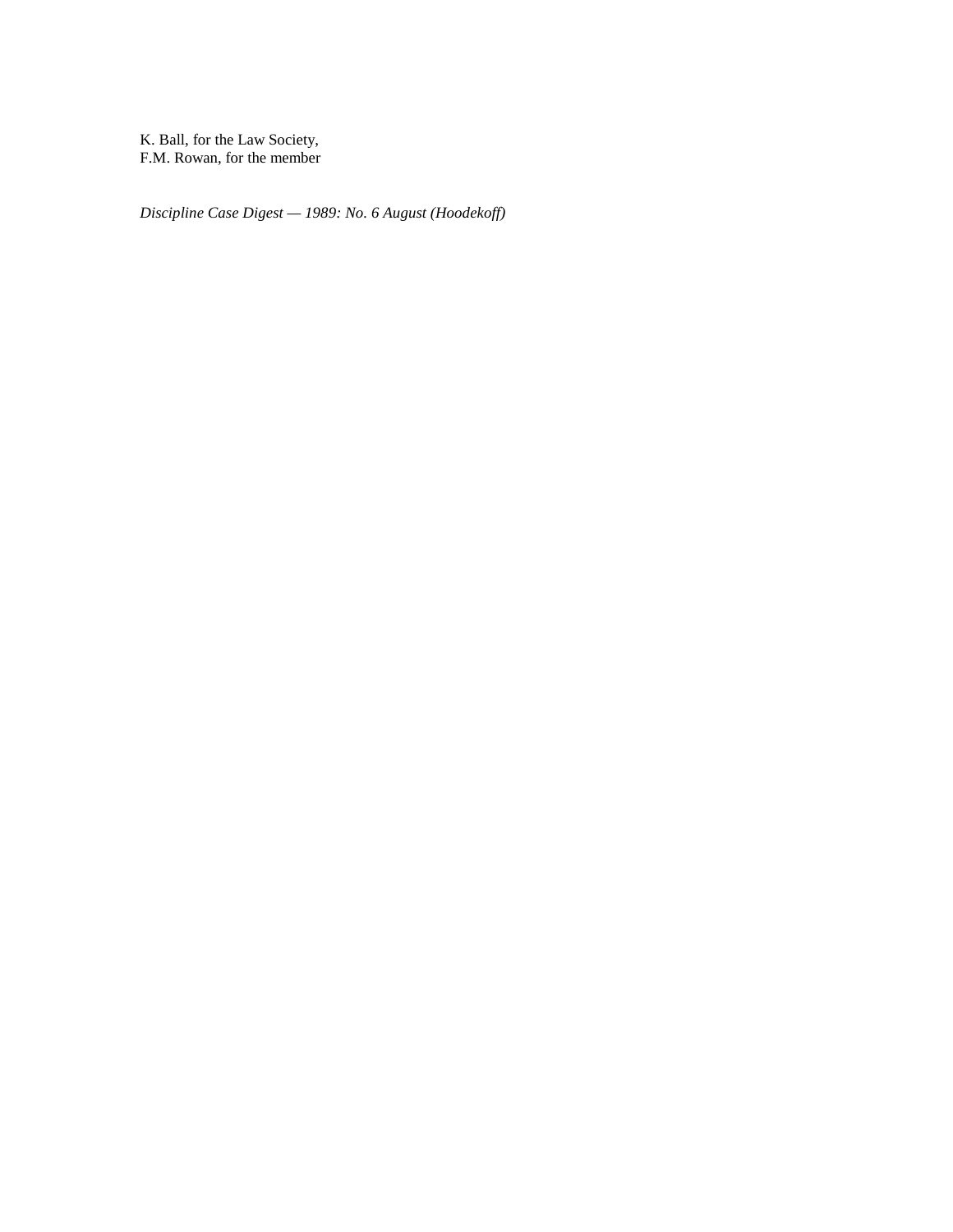K. Ball, for the Law Society,
F.M. Rowan, for the member

*Discipline Case Digest — 1989: No. 6 August (Hoodekoff)*